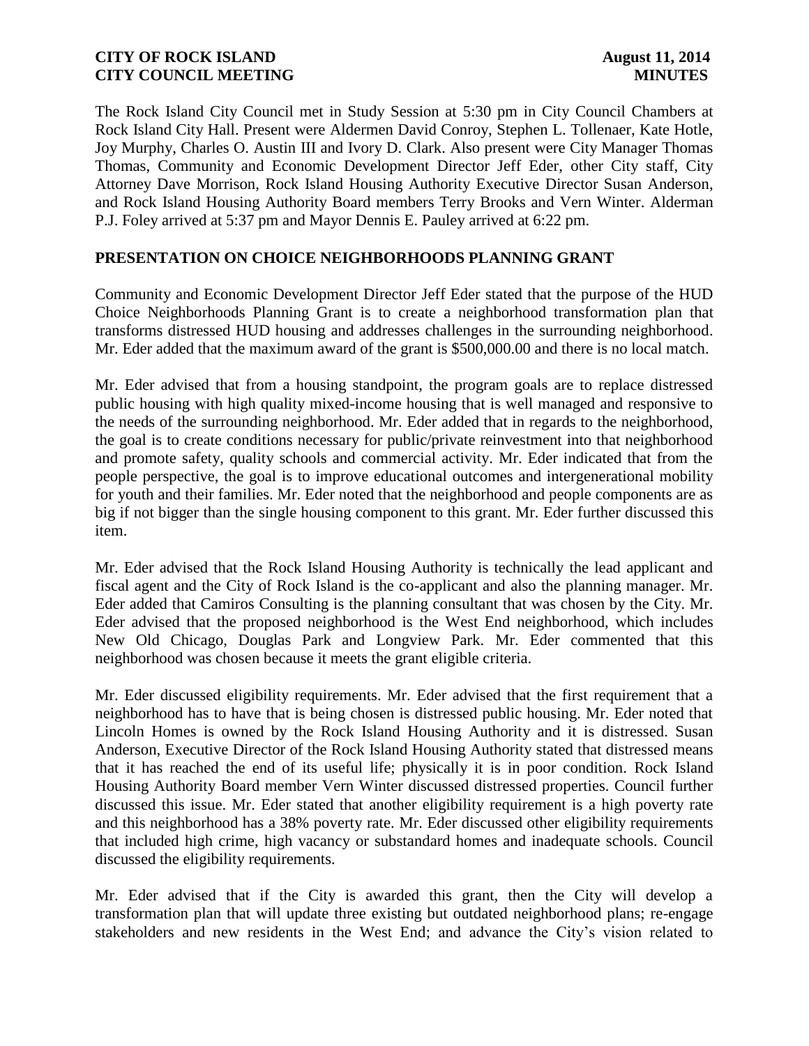The Rock Island City Council met in Study Session at 5:30 pm in City Council Chambers at Rock Island City Hall. Present were Aldermen David Conroy, Stephen L. Tollenaer, Kate Hotle, Joy Murphy, Charles O. Austin III and Ivory D. Clark. Also present were City Manager Thomas Thomas, Community and Economic Development Director Jeff Eder, other City staff, City Attorney Dave Morrison, Rock Island Housing Authority Executive Director Susan Anderson, and Rock Island Housing Authority Board members Terry Brooks and Vern Winter. Alderman P.J. Foley arrived at 5:37 pm and Mayor Dennis E. Pauley arrived at 6:22 pm.

## PRESENTATION ON CHOICE NEIGHBORHOODS PLANNING GRANT

Community and Economic Development Director Jeff Eder stated that the purpose of the HUD Choice Neighborhoods Planning Grant is to create a neighborhood transformation plan that transforms distressed HUD housing and addresses challenges in the surrounding neighborhood. Mr. Eder added that the maximum award of the grant is $500,000.00 and there is no local match.

Mr. Eder advised that from a housing standpoint, the program goals are to replace distressed public housing with high quality mixed-income housing that is well managed and responsive to the needs of the surrounding neighborhood. Mr. Eder added that in regards to the neighborhood, the goal is to create conditions necessary for public/private reinvestment into that neighborhood and promote safety, quality schools and commercial activity. Mr. Eder indicated that from the people perspective, the goal is to improve educational outcomes and intergenerational mobility for youth and their families. Mr. Eder noted that the neighborhood and people components are as big if not bigger than the single housing component to this grant. Mr. Eder further discussed this item.

Mr. Eder advised that the Rock Island Housing Authority is technically the lead applicant and fiscal agent and the City of Rock Island is the co-applicant and also the planning manager. Mr. Eder added that Camiros Consulting is the planning consultant that was chosen by the City. Mr. Eder advised that the proposed neighborhood is the West End neighborhood, which includes New Old Chicago, Douglas Park and Longview Park. Mr. Eder commented that this neighborhood was chosen because it meets the grant eligible criteria.

Mr. Eder discussed eligibility requirements. Mr. Eder advised that the first requirement that a neighborhood has to have that is being chosen is distressed public housing. Mr. Eder noted that Lincoln Homes is owned by the Rock Island Housing Authority and it is distressed. Susan Anderson, Executive Director of the Rock Island Housing Authority stated that distressed means that it has reached the end of its useful life; physically it is in poor condition. Rock Island Housing Authority Board member Vern Winter discussed distressed properties. Council further discussed this issue. Mr. Eder stated that another eligibility requirement is a high poverty rate and this neighborhood has a 38% poverty rate. Mr. Eder discussed other eligibility requirements that included high crime, high vacancy or substandard homes and inadequate schools. Council discussed the eligibility requirements.

Mr. Eder advised that if the City is awarded this grant, then the City will develop a transformation plan that will update three existing but outdated neighborhood plans; re-engage stakeholders and new residents in the West End; and advance the City's vision related to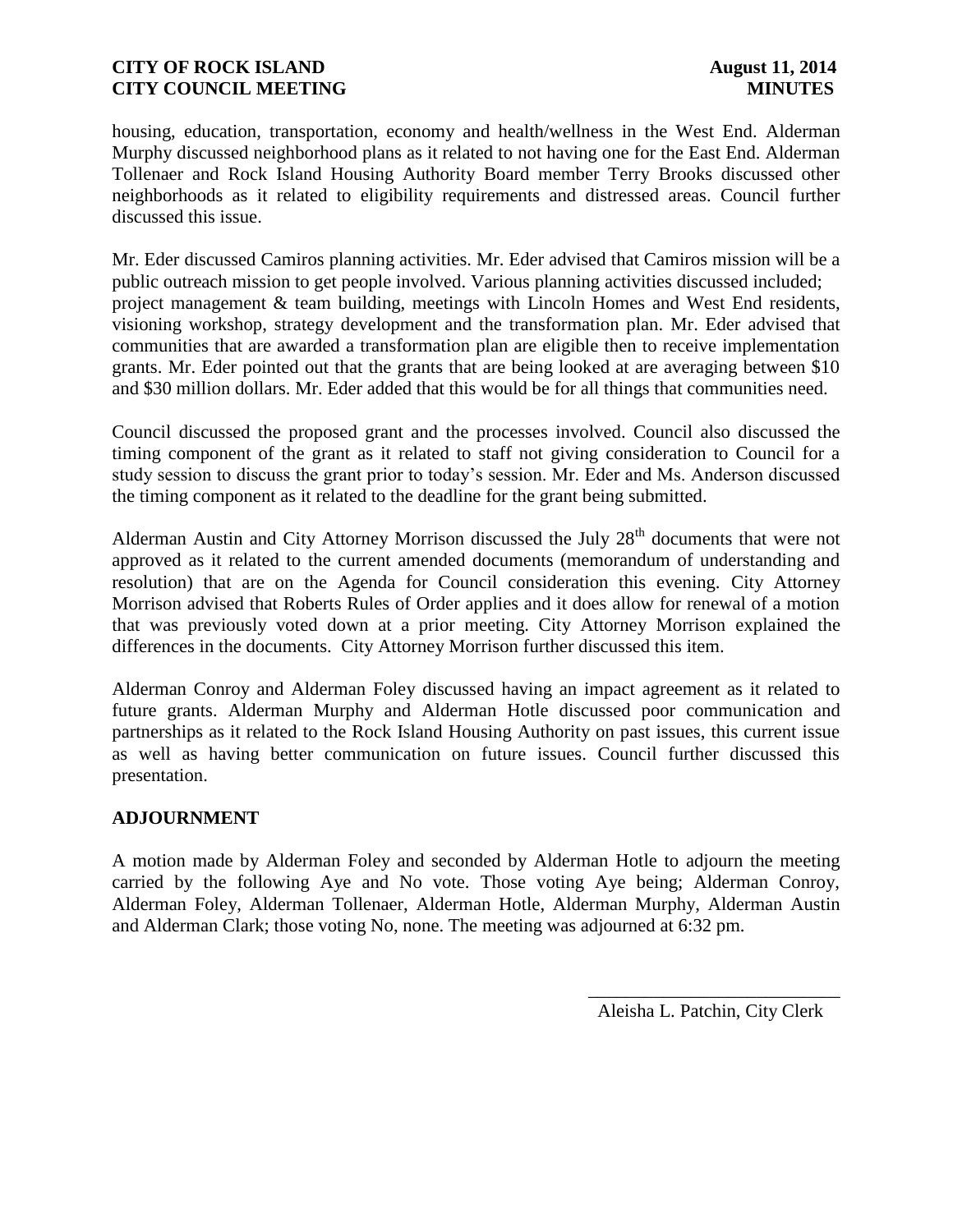housing, education, transportation, economy and health/wellness in the West End. Alderman Murphy discussed neighborhood plans as it related to not having one for the East End. Alderman Tollenaer and Rock Island Housing Authority Board member Terry Brooks discussed other neighborhoods as it related to eligibility requirements and distressed areas. Council further discussed this issue.

Mr. Eder discussed Camiros planning activities. Mr. Eder advised that Camiros mission will be a public outreach mission to get people involved. Various planning activities discussed included; project management & team building, meetings with Lincoln Homes and West End residents, visioning workshop, strategy development and the transformation plan. Mr. Eder advised that communities that are awarded a transformation plan are eligible then to receive implementation grants. Mr. Eder pointed out that the grants that are being looked at are averaging between $10 and $30 million dollars. Mr. Eder added that this would be for all things that communities need.

Council discussed the proposed grant and the processes involved. Council also discussed the timing component of the grant as it related to staff not giving consideration to Council for a study session to discuss the grant prior to today's session. Mr. Eder and Ms. Anderson discussed the timing component as it related to the deadline for the grant being submitted.

Alderman Austin and City Attorney Morrison discussed the July 28th documents that were not approved as it related to the current amended documents (memorandum of understanding and resolution) that are on the Agenda for Council consideration this evening. City Attorney Morrison advised that Roberts Rules of Order applies and it does allow for renewal of a motion that was previously voted down at a prior meeting. City Attorney Morrison explained the differences in the documents. City Attorney Morrison further discussed this item.

Alderman Conroy and Alderman Foley discussed having an impact agreement as it related to future grants. Alderman Murphy and Alderman Hotle discussed poor communication and partnerships as it related to the Rock Island Housing Authority on past issues, this current issue as well as having better communication on future issues. Council further discussed this presentation.

## ADJOURNMENT

A motion made by Alderman Foley and seconded by Alderman Hotle to adjourn the meeting carried by the following Aye and No vote. Those voting Aye being; Alderman Conroy, Alderman Foley, Alderman Tollenaer, Alderman Hotle, Alderman Murphy, Alderman Austin and Alderman Clark; those voting No, none. The meeting was adjourned at 6:32 pm.

\_\_\_\_\_\_\_\_\_\_\_\_\_\_\_\_\_\_\_\_\_\_\_\_\_\_\_

Aleisha L. Patchin, City Clerk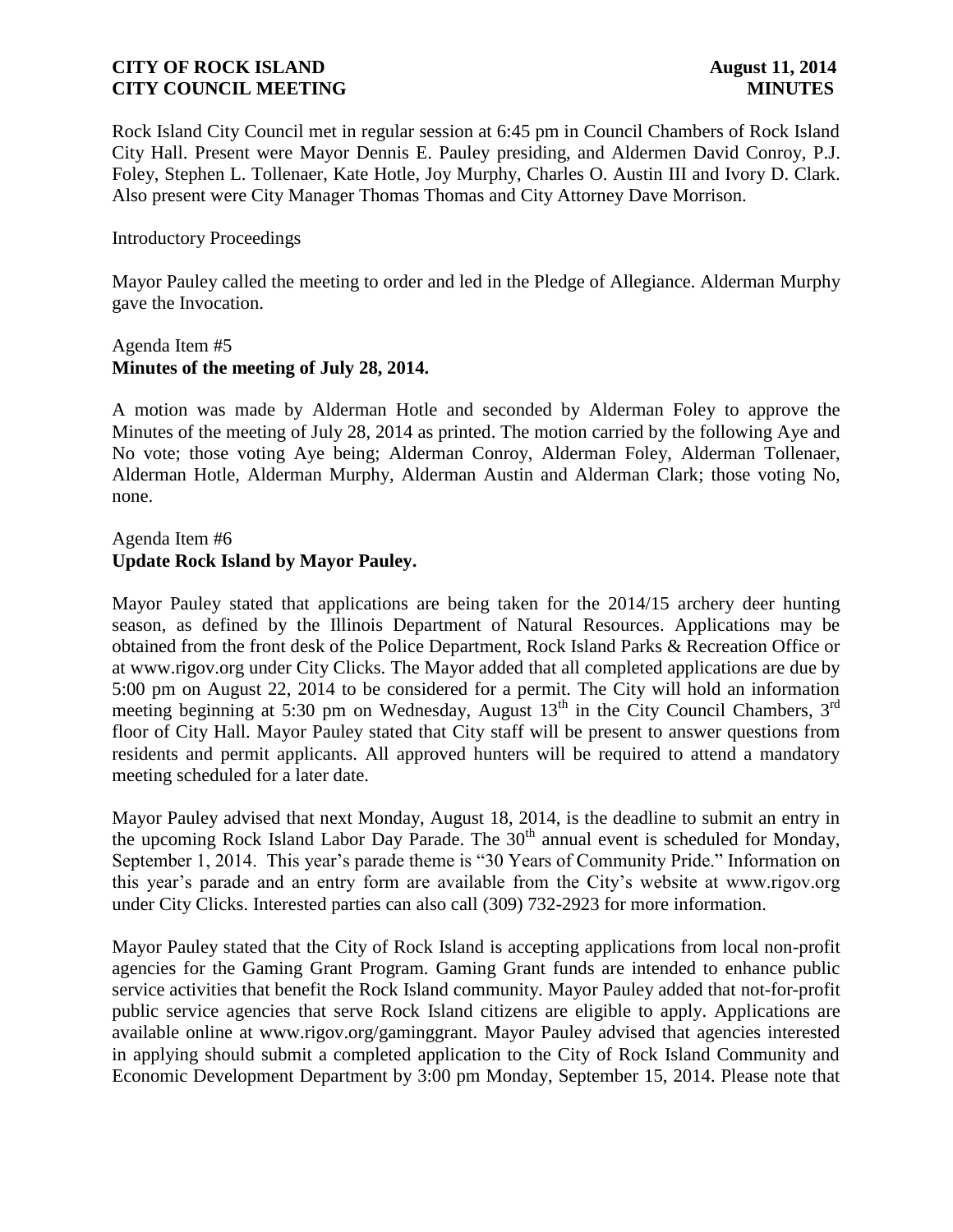Rock Island City Council met in regular session at 6:45 pm in Council Chambers of Rock Island City Hall. Present were Mayor Dennis E. Pauley presiding, and Aldermen David Conroy, P.J. Foley, Stephen L. Tollenaer, Kate Hotle, Joy Murphy, Charles O. Austin III and Ivory D. Clark. Also present were City Manager Thomas Thomas and City Attorney Dave Morrison.

Introductory Proceedings

Mayor Pauley called the meeting to order and led in the Pledge of Allegiance. Alderman Murphy gave the Invocation.

Agenda Item #5
**Minutes of the meeting of July 28, 2014.**

A motion was made by Alderman Hotle and seconded by Alderman Foley to approve the Minutes of the meeting of July 28, 2014 as printed. The motion carried by the following Aye and No vote; those voting Aye being; Alderman Conroy, Alderman Foley, Alderman Tollenaer, Alderman Hotle, Alderman Murphy, Alderman Austin and Alderman Clark; those voting No, none.

Agenda Item #6
**Update Rock Island by Mayor Pauley.**

Mayor Pauley stated that applications are being taken for the 2014/15 archery deer hunting season, as defined by the Illinois Department of Natural Resources. Applications may be obtained from the front desk of the Police Department, Rock Island Parks & Recreation Office or at www.rigov.org under City Clicks. The Mayor added that all completed applications are due by 5:00 pm on August 22, 2014 to be considered for a permit. The City will hold an information meeting beginning at 5:30 pm on Wednesday, August 13th in the City Council Chambers, 3rd floor of City Hall. Mayor Pauley stated that City staff will be present to answer questions from residents and permit applicants. All approved hunters will be required to attend a mandatory meeting scheduled for a later date.

Mayor Pauley advised that next Monday, August 18, 2014, is the deadline to submit an entry in the upcoming Rock Island Labor Day Parade. The 30th annual event is scheduled for Monday, September 1, 2014. This year's parade theme is "30 Years of Community Pride." Information on this year's parade and an entry form are available from the City's website at www.rigov.org under City Clicks. Interested parties can also call (309) 732-2923 for more information.

Mayor Pauley stated that the City of Rock Island is accepting applications from local non-profit agencies for the Gaming Grant Program. Gaming Grant funds are intended to enhance public service activities that benefit the Rock Island community. Mayor Pauley added that not-for-profit public service agencies that serve Rock Island citizens are eligible to apply. Applications are available online at www.rigov.org/gaminggrant. Mayor Pauley advised that agencies interested in applying should submit a completed application to the City of Rock Island Community and Economic Development Department by 3:00 pm Monday, September 15, 2014. Please note that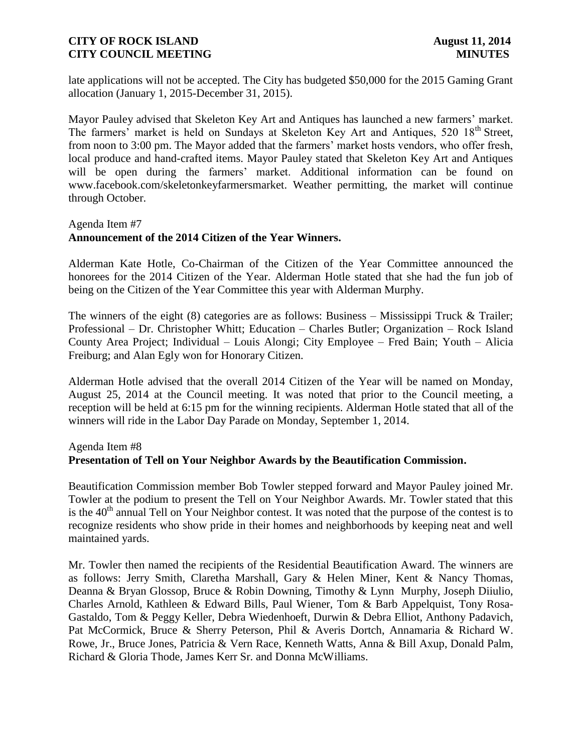late applications will not be accepted. The City has budgeted $50,000 for the 2015 Gaming Grant allocation (January 1, 2015-December 31, 2015).

Mayor Pauley advised that Skeleton Key Art and Antiques has launched a new farmers' market. The farmers' market is held on Sundays at Skeleton Key Art and Antiques, 520 18th Street, from noon to 3:00 pm. The Mayor added that the farmers' market hosts vendors, who offer fresh, local produce and hand-crafted items. Mayor Pauley stated that Skeleton Key Art and Antiques will be open during the farmers' market. Additional information can be found on www.facebook.com/skeletonkeyfarmersmarket. Weather permitting, the market will continue through October.

Agenda Item #7
**Announcement of the 2014 Citizen of the Year Winners.**

Alderman Kate Hotle, Co-Chairman of the Citizen of the Year Committee announced the honorees for the 2014 Citizen of the Year. Alderman Hotle stated that she had the fun job of being on the Citizen of the Year Committee this year with Alderman Murphy.

The winners of the eight (8) categories are as follows: Business – Mississippi Truck & Trailer; Professional – Dr. Christopher Whitt; Education – Charles Butler; Organization – Rock Island County Area Project; Individual – Louis Alongi; City Employee – Fred Bain; Youth – Alicia Freiburg; and Alan Egly won for Honorary Citizen.

Alderman Hotle advised that the overall 2014 Citizen of the Year will be named on Monday, August 25, 2014 at the Council meeting. It was noted that prior to the Council meeting, a reception will be held at 6:15 pm for the winning recipients. Alderman Hotle stated that all of the winners will ride in the Labor Day Parade on Monday, September 1, 2014.

Agenda Item #8
**Presentation of Tell on Your Neighbor Awards by the Beautification Commission.**

Beautification Commission member Bob Towler stepped forward and Mayor Pauley joined Mr. Towler at the podium to present the Tell on Your Neighbor Awards. Mr. Towler stated that this is the 40th annual Tell on Your Neighbor contest. It was noted that the purpose of the contest is to recognize residents who show pride in their homes and neighborhoods by keeping neat and well maintained yards.

Mr. Towler then named the recipients of the Residential Beautification Award. The winners are as follows: Jerry Smith, Claretha Marshall, Gary & Helen Miner, Kent & Nancy Thomas, Deanna & Bryan Glossop, Bruce & Robin Downing, Timothy & Lynn Murphy, Joseph Diiulio, Charles Arnold, Kathleen & Edward Bills, Paul Wiener, Tom & Barb Appelquist, Tony Rosa-Gastaldo, Tom & Peggy Keller, Debra Wiedenhoeft, Durwin & Debra Elliot, Anthony Padavich, Pat McCormick, Bruce & Sherry Peterson, Phil & Averis Dortch, Annamaria & Richard W. Rowe, Jr., Bruce Jones, Patricia & Vern Race, Kenneth Watts, Anna & Bill Axup, Donald Palm, Richard & Gloria Thode, James Kerr Sr. and Donna McWilliams.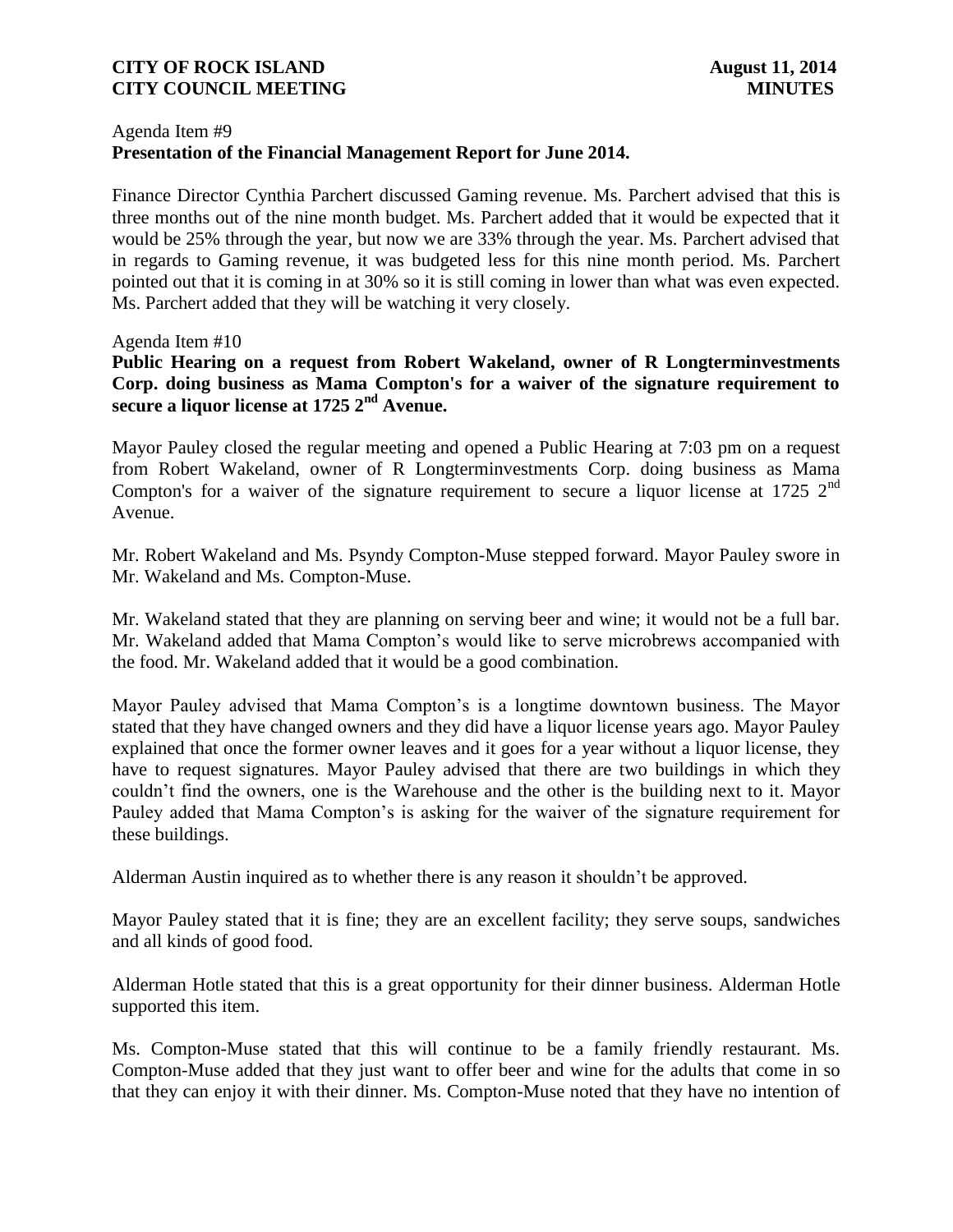Agenda Item #9

**Presentation of the Financial Management Report for June 2014.**

Finance Director Cynthia Parchert discussed Gaming revenue. Ms. Parchert advised that this is three months out of the nine month budget. Ms. Parchert added that it would be expected that it would be 25% through the year, but now we are 33% through the year. Ms. Parchert advised that in regards to Gaming revenue, it was budgeted less for this nine month period. Ms. Parchert pointed out that it is coming in at 30% so it is still coming in lower than what was even expected. Ms. Parchert added that they will be watching it very closely.

Agenda Item #10

**Public Hearing on a request from Robert Wakeland, owner of R Longterminvestments Corp. doing business as Mama Compton's for a waiver of the signature requirement to secure a liquor license at 1725 2nd Avenue.**

Mayor Pauley closed the regular meeting and opened a Public Hearing at 7:03 pm on a request from Robert Wakeland, owner of R Longterminvestments Corp. doing business as Mama Compton's for a waiver of the signature requirement to secure a liquor license at 1725 2nd Avenue.

Mr. Robert Wakeland and Ms. Psyndy Compton-Muse stepped forward. Mayor Pauley swore in Mr. Wakeland and Ms. Compton-Muse.

Mr. Wakeland stated that they are planning on serving beer and wine; it would not be a full bar. Mr. Wakeland added that Mama Compton's would like to serve microbrews accompanied with the food. Mr. Wakeland added that it would be a good combination.

Mayor Pauley advised that Mama Compton's is a longtime downtown business. The Mayor stated that they have changed owners and they did have a liquor license years ago. Mayor Pauley explained that once the former owner leaves and it goes for a year without a liquor license, they have to request signatures. Mayor Pauley advised that there are two buildings in which they couldn't find the owners, one is the Warehouse and the other is the building next to it. Mayor Pauley added that Mama Compton's is asking for the waiver of the signature requirement for these buildings.

Alderman Austin inquired as to whether there is any reason it shouldn't be approved.

Mayor Pauley stated that it is fine; they are an excellent facility; they serve soups, sandwiches and all kinds of good food.

Alderman Hotle stated that this is a great opportunity for their dinner business. Alderman Hotle supported this item.

Ms. Compton-Muse stated that this will continue to be a family friendly restaurant. Ms. Compton-Muse added that they just want to offer beer and wine for the adults that come in so that they can enjoy it with their dinner. Ms. Compton-Muse noted that they have no intention of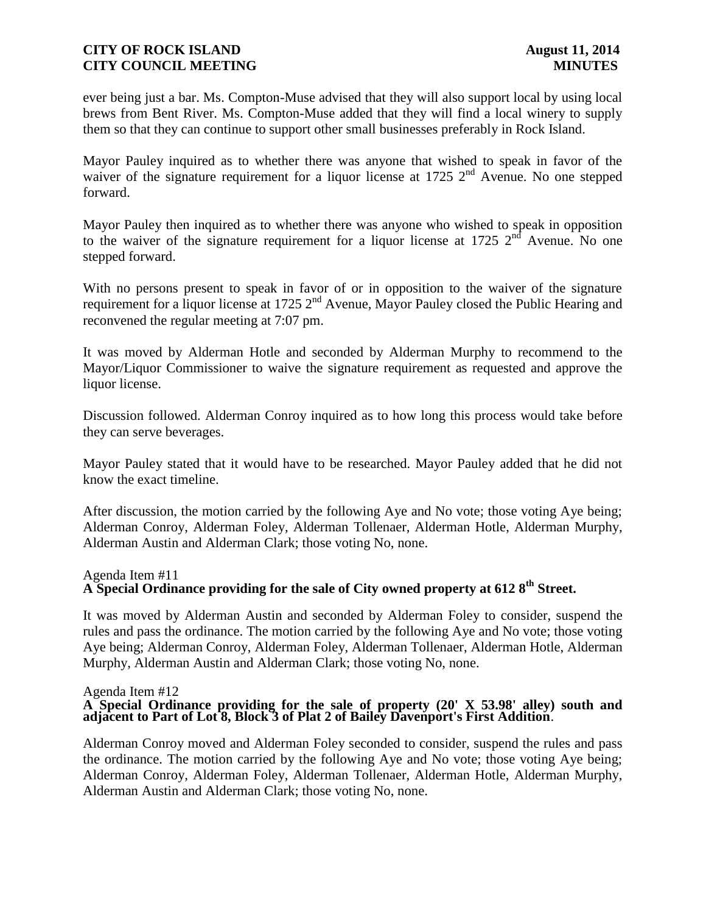ever being just a bar. Ms. Compton-Muse advised that they will also support local by using local brews from Bent River. Ms. Compton-Muse added that they will find a local winery to supply them so that they can continue to support other small businesses preferably in Rock Island.

Mayor Pauley inquired as to whether there was anyone that wished to speak in favor of the waiver of the signature requirement for a liquor license at 1725 2nd Avenue. No one stepped forward.

Mayor Pauley then inquired as to whether there was anyone who wished to speak in opposition to the waiver of the signature requirement for a liquor license at 1725 2nd Avenue. No one stepped forward.

With no persons present to speak in favor of or in opposition to the waiver of the signature requirement for a liquor license at 1725 2nd Avenue, Mayor Pauley closed the Public Hearing and reconvened the regular meeting at 7:07 pm.

It was moved by Alderman Hotle and seconded by Alderman Murphy to recommend to the Mayor/Liquor Commissioner to waive the signature requirement as requested and approve the liquor license.

Discussion followed. Alderman Conroy inquired as to how long this process would take before they can serve beverages.

Mayor Pauley stated that it would have to be researched. Mayor Pauley added that he did not know the exact timeline.

After discussion, the motion carried by the following Aye and No vote; those voting Aye being; Alderman Conroy, Alderman Foley, Alderman Tollenaer, Alderman Hotle, Alderman Murphy, Alderman Austin and Alderman Clark; those voting No, none.

Agenda Item #11
**A Special Ordinance providing for the sale of City owned property at 612 8th Street.**

It was moved by Alderman Austin and seconded by Alderman Foley to consider, suspend the rules and pass the ordinance. The motion carried by the following Aye and No vote; those voting Aye being; Alderman Conroy, Alderman Foley, Alderman Tollenaer, Alderman Hotle, Alderman Murphy, Alderman Austin and Alderman Clark; those voting No, none.

Agenda Item #12
**A Special Ordinance providing for the sale of property (20' X 53.98' alley) south and adjacent to Part of Lot 8, Block 3 of Plat 2 of Bailey Davenport's First Addition**.

Alderman Conroy moved and Alderman Foley seconded to consider, suspend the rules and pass the ordinance. The motion carried by the following Aye and No vote; those voting Aye being; Alderman Conroy, Alderman Foley, Alderman Tollenaer, Alderman Hotle, Alderman Murphy, Alderman Austin and Alderman Clark; those voting No, none.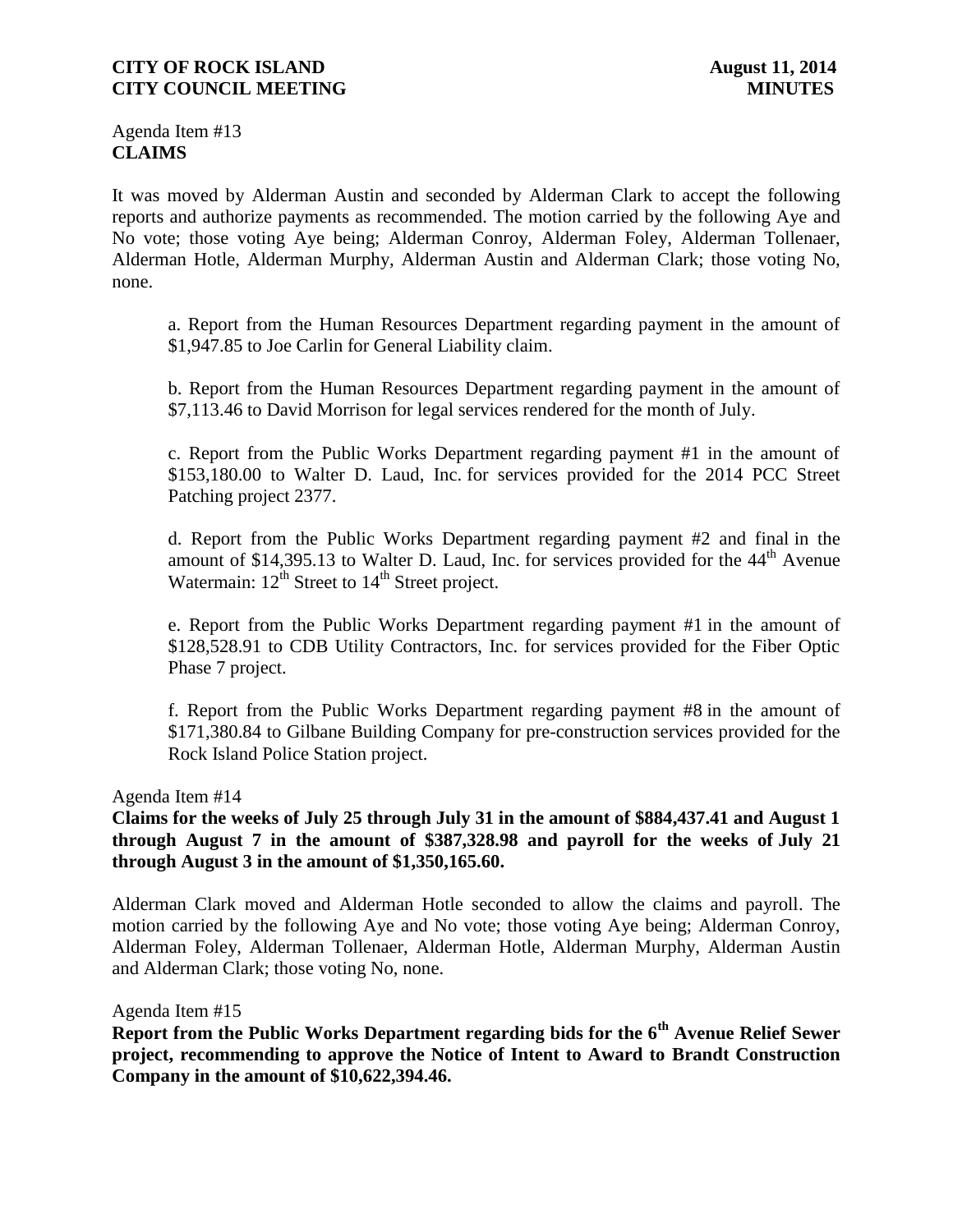Agenda Item #13
**CLAIMS**

It was moved by Alderman Austin and seconded by Alderman Clark to accept the following reports and authorize payments as recommended. The motion carried by the following Aye and No vote; those voting Aye being; Alderman Conroy, Alderman Foley, Alderman Tollenaer, Alderman Hotle, Alderman Murphy, Alderman Austin and Alderman Clark; those voting No, none.

a. Report from the Human Resources Department regarding payment in the amount of $1,947.85 to Joe Carlin for General Liability claim.

b. Report from the Human Resources Department regarding payment in the amount of $7,113.46 to David Morrison for legal services rendered for the month of July.

c. Report from the Public Works Department regarding payment #1 in the amount of $153,180.00 to Walter D. Laud, Inc. for services provided for the 2014 PCC Street Patching project 2377.

d. Report from the Public Works Department regarding payment #2 and final in the amount of $14,395.13 to Walter D. Laud, Inc. for services provided for the 44th Avenue Watermain: 12th Street to 14th Street project.

e. Report from the Public Works Department regarding payment #1 in the amount of $128,528.91 to CDB Utility Contractors, Inc. for services provided for the Fiber Optic Phase 7 project.

f. Report from the Public Works Department regarding payment #8 in the amount of $171,380.84 to Gilbane Building Company for pre-construction services provided for the Rock Island Police Station project.

Agenda Item #14
**Claims for the weeks of July 25 through July 31 in the amount of $884,437.41 and August 1 through August 7 in the amount of $387,328.98 and payroll for the weeks of July 21 through August 3 in the amount of $1,350,165.60.**

Alderman Clark moved and Alderman Hotle seconded to allow the claims and payroll. The motion carried by the following Aye and No vote; those voting Aye being; Alderman Conroy, Alderman Foley, Alderman Tollenaer, Alderman Hotle, Alderman Murphy, Alderman Austin and Alderman Clark; those voting No, none.

Agenda Item #15
**Report from the Public Works Department regarding bids for the 6th Avenue Relief Sewer project, recommending to approve the Notice of Intent to Award to Brandt Construction Company in the amount of $10,622,394.46.**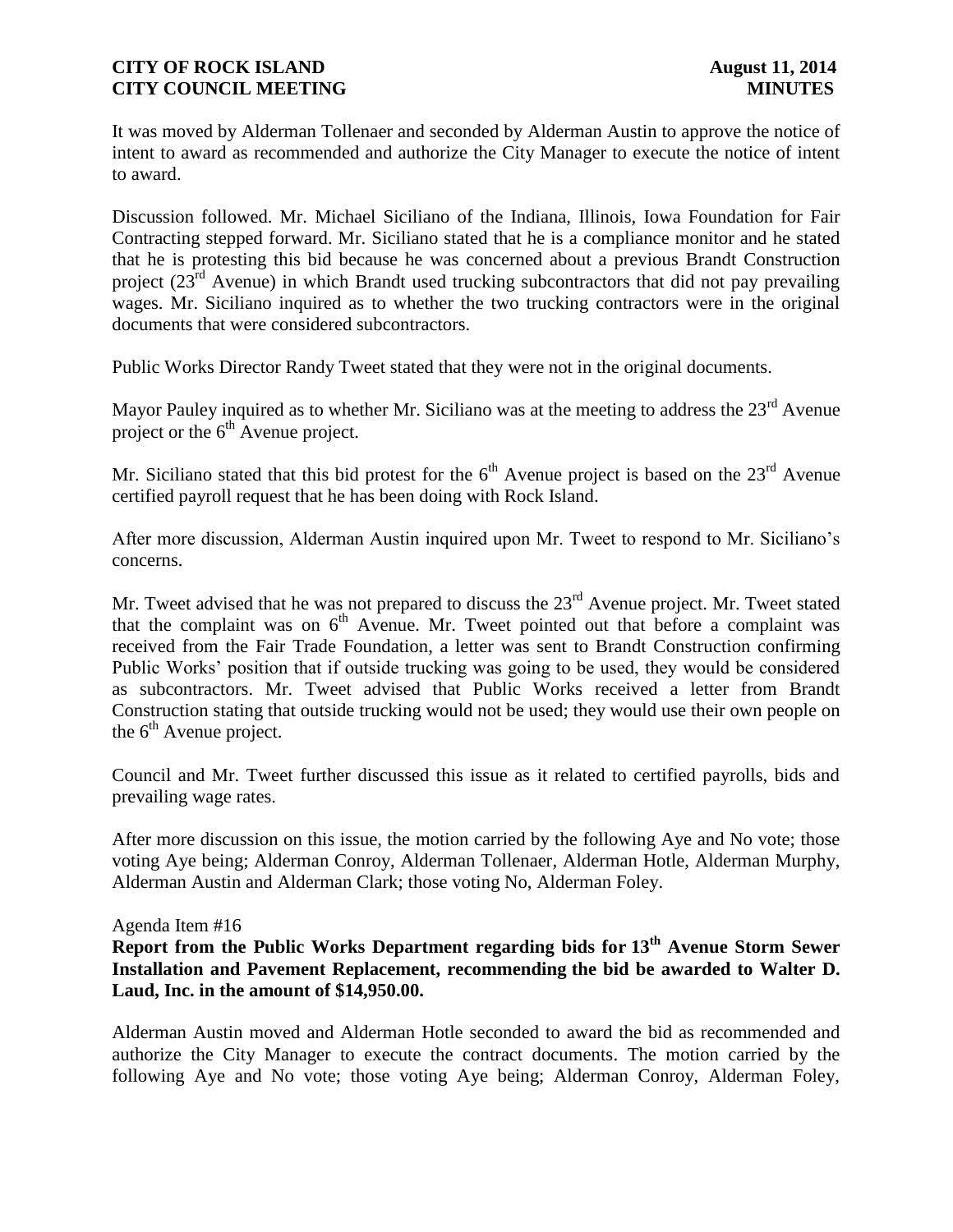It was moved by Alderman Tollenaer and seconded by Alderman Austin to approve the notice of intent to award as recommended and authorize the City Manager to execute the notice of intent to award.

Discussion followed. Mr. Michael Siciliano of the Indiana, Illinois, Iowa Foundation for Fair Contracting stepped forward. Mr. Siciliano stated that he is a compliance monitor and he stated that he is protesting this bid because he was concerned about a previous Brandt Construction project (23rd Avenue) in which Brandt used trucking subcontractors that did not pay prevailing wages. Mr. Siciliano inquired as to whether the two trucking contractors were in the original documents that were considered subcontractors.

Public Works Director Randy Tweet stated that they were not in the original documents.

Mayor Pauley inquired as to whether Mr. Siciliano was at the meeting to address the 23rd Avenue project or the 6th Avenue project.

Mr. Siciliano stated that this bid protest for the 6th Avenue project is based on the 23rd Avenue certified payroll request that he has been doing with Rock Island.

After more discussion, Alderman Austin inquired upon Mr. Tweet to respond to Mr. Siciliano's concerns.

Mr. Tweet advised that he was not prepared to discuss the 23rd Avenue project. Mr. Tweet stated that the complaint was on 6th Avenue. Mr. Tweet pointed out that before a complaint was received from the Fair Trade Foundation, a letter was sent to Brandt Construction confirming Public Works' position that if outside trucking was going to be used, they would be considered as subcontractors. Mr. Tweet advised that Public Works received a letter from Brandt Construction stating that outside trucking would not be used; they would use their own people on the 6th Avenue project.

Council and Mr. Tweet further discussed this issue as it related to certified payrolls, bids and prevailing wage rates.

After more discussion on this issue, the motion carried by the following Aye and No vote; those voting Aye being; Alderman Conroy, Alderman Tollenaer, Alderman Hotle, Alderman Murphy, Alderman Austin and Alderman Clark; those voting No, Alderman Foley.

Agenda Item #16

**Report from the Public Works Department regarding bids for 13th Avenue Storm Sewer Installation and Pavement Replacement, recommending the bid be awarded to Walter D. Laud, Inc. in the amount of $14,950.00.**

Alderman Austin moved and Alderman Hotle seconded to award the bid as recommended and authorize the City Manager to execute the contract documents. The motion carried by the following Aye and No vote; those voting Aye being; Alderman Conroy, Alderman Foley,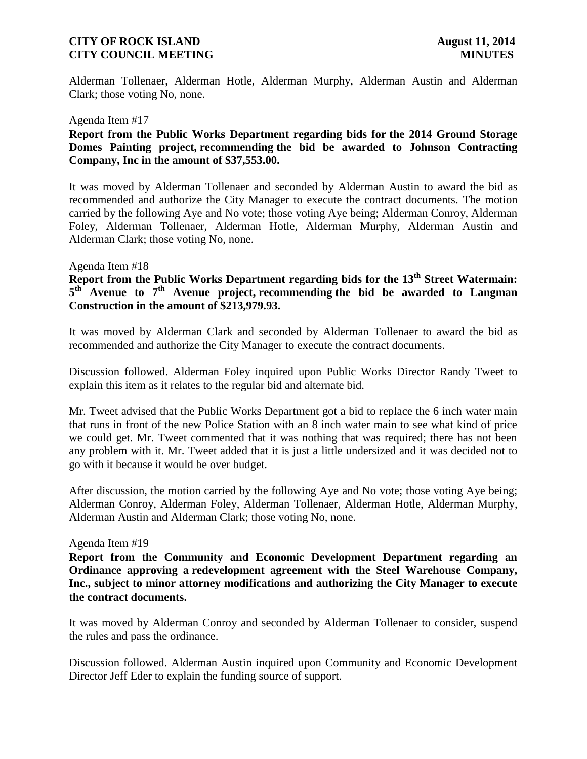Alderman Tollenaer, Alderman Hotle, Alderman Murphy, Alderman Austin and Alderman Clark; those voting No, none.

Agenda Item #17

**Report from the Public Works Department regarding bids for the 2014 Ground Storage Domes Painting project, recommending the bid be awarded to Johnson Contracting Company, Inc in the amount of $37,553.00.**

It was moved by Alderman Tollenaer and seconded by Alderman Austin to award the bid as recommended and authorize the City Manager to execute the contract documents. The motion carried by the following Aye and No vote; those voting Aye being; Alderman Conroy, Alderman Foley, Alderman Tollenaer, Alderman Hotle, Alderman Murphy, Alderman Austin and Alderman Clark; those voting No, none.

Agenda Item #18

**Report from the Public Works Department regarding bids for the 13th Street Watermain: 5th Avenue to 7th Avenue project, recommending the bid be awarded to Langman Construction in the amount of $213,979.93.**

It was moved by Alderman Clark and seconded by Alderman Tollenaer to award the bid as recommended and authorize the City Manager to execute the contract documents.

Discussion followed. Alderman Foley inquired upon Public Works Director Randy Tweet to explain this item as it relates to the regular bid and alternate bid.

Mr. Tweet advised that the Public Works Department got a bid to replace the 6 inch water main that runs in front of the new Police Station with an 8 inch water main to see what kind of price we could get. Mr. Tweet commented that it was nothing that was required; there has not been any problem with it. Mr. Tweet added that it is just a little undersized and it was decided not to go with it because it would be over budget.

After discussion, the motion carried by the following Aye and No vote; those voting Aye being; Alderman Conroy, Alderman Foley, Alderman Tollenaer, Alderman Hotle, Alderman Murphy, Alderman Austin and Alderman Clark; those voting No, none.

Agenda Item #19

**Report from the Community and Economic Development Department regarding an Ordinance approving a redevelopment agreement with the Steel Warehouse Company, Inc., subject to minor attorney modifications and authorizing the City Manager to execute the contract documents.**

It was moved by Alderman Conroy and seconded by Alderman Tollenaer to consider, suspend the rules and pass the ordinance.

Discussion followed. Alderman Austin inquired upon Community and Economic Development Director Jeff Eder to explain the funding source of support.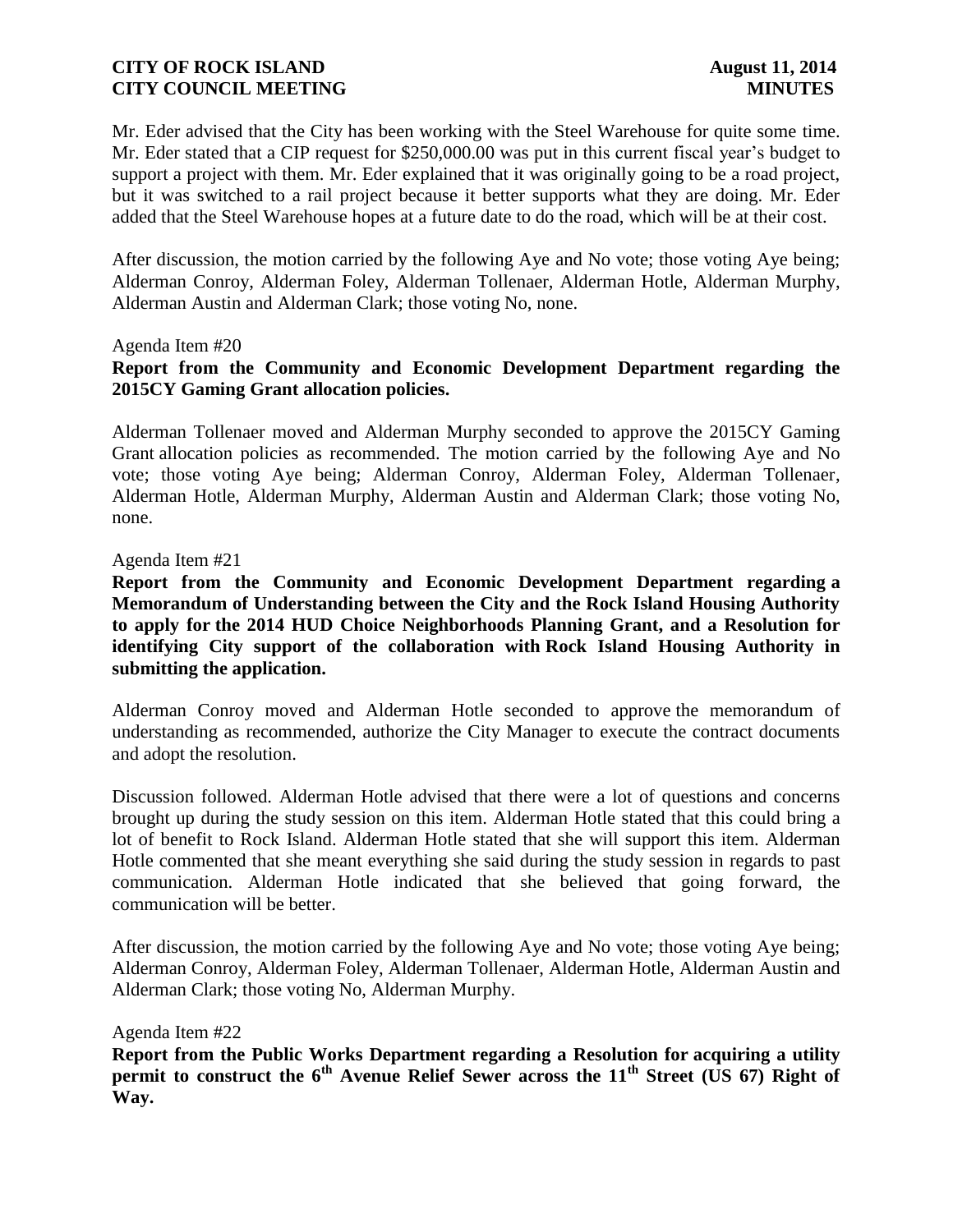Mr. Eder advised that the City has been working with the Steel Warehouse for quite some time. Mr. Eder stated that a CIP request for $250,000.00 was put in this current fiscal year's budget to support a project with them. Mr. Eder explained that it was originally going to be a road project, but it was switched to a rail project because it better supports what they are doing. Mr. Eder added that the Steel Warehouse hopes at a future date to do the road, which will be at their cost.

After discussion, the motion carried by the following Aye and No vote; those voting Aye being; Alderman Conroy, Alderman Foley, Alderman Tollenaer, Alderman Hotle, Alderman Murphy, Alderman Austin and Alderman Clark; those voting No, none.

Agenda Item #20

**Report from the Community and Economic Development Department regarding the 2015CY Gaming Grant allocation policies.**

Alderman Tollenaer moved and Alderman Murphy seconded to approve the 2015CY Gaming Grant allocation policies as recommended. The motion carried by the following Aye and No vote; those voting Aye being; Alderman Conroy, Alderman Foley, Alderman Tollenaer, Alderman Hotle, Alderman Murphy, Alderman Austin and Alderman Clark; those voting No, none.

Agenda Item #21

**Report from the Community and Economic Development Department regarding a Memorandum of Understanding between the City and the Rock Island Housing Authority to apply for the 2014 HUD Choice Neighborhoods Planning Grant, and a Resolution for identifying City support of the collaboration with Rock Island Housing Authority in submitting the application.**

Alderman Conroy moved and Alderman Hotle seconded to approve the memorandum of understanding as recommended, authorize the City Manager to execute the contract documents and adopt the resolution.

Discussion followed. Alderman Hotle advised that there were a lot of questions and concerns brought up during the study session on this item. Alderman Hotle stated that this could bring a lot of benefit to Rock Island. Alderman Hotle stated that she will support this item. Alderman Hotle commented that she meant everything she said during the study session in regards to past communication. Alderman Hotle indicated that she believed that going forward, the communication will be better.

After discussion, the motion carried by the following Aye and No vote; those voting Aye being; Alderman Conroy, Alderman Foley, Alderman Tollenaer, Alderman Hotle, Alderman Austin and Alderman Clark; those voting No, Alderman Murphy.

Agenda Item #22

**Report from the Public Works Department regarding a Resolution for acquiring a utility permit to construct the 6th Avenue Relief Sewer across the 11th Street (US 67) Right of Way.**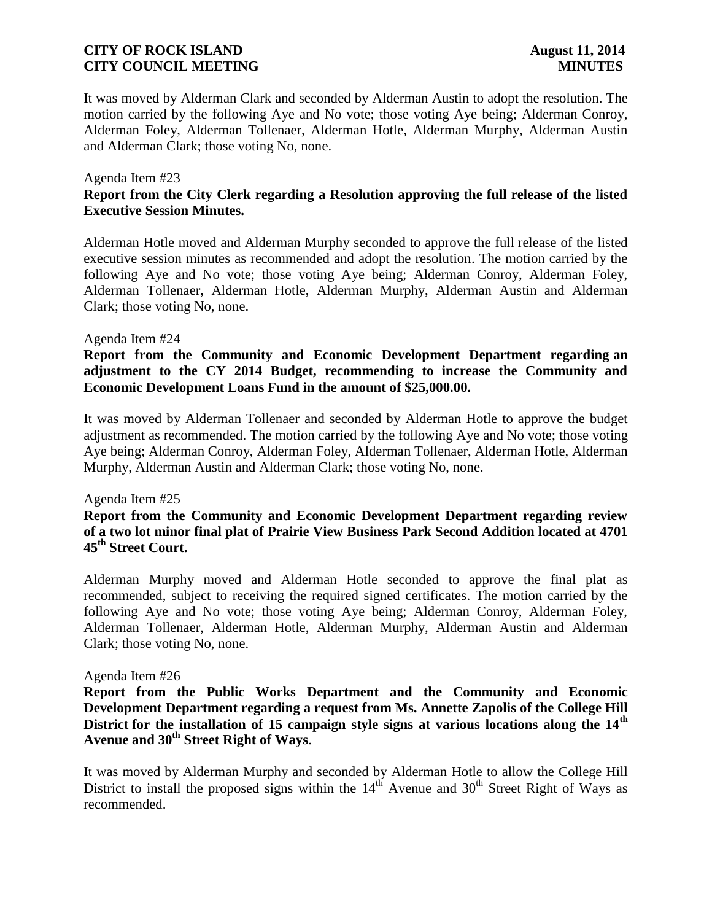It was moved by Alderman Clark and seconded by Alderman Austin to adopt the resolution. The motion carried by the following Aye and No vote; those voting Aye being; Alderman Conroy, Alderman Foley, Alderman Tollenaer, Alderman Hotle, Alderman Murphy, Alderman Austin and Alderman Clark; those voting No, none.

Agenda Item #23

**Report from the City Clerk regarding a Resolution approving the full release of the listed Executive Session Minutes.**

Alderman Hotle moved and Alderman Murphy seconded to approve the full release of the listed executive session minutes as recommended and adopt the resolution. The motion carried by the following Aye and No vote; those voting Aye being; Alderman Conroy, Alderman Foley, Alderman Tollenaer, Alderman Hotle, Alderman Murphy, Alderman Austin and Alderman Clark; those voting No, none.

Agenda Item #24

**Report from the Community and Economic Development Department regarding an adjustment to the CY 2014 Budget, recommending to increase the Community and Economic Development Loans Fund in the amount of $25,000.00.**

It was moved by Alderman Tollenaer and seconded by Alderman Hotle to approve the budget adjustment as recommended. The motion carried by the following Aye and No vote; those voting Aye being; Alderman Conroy, Alderman Foley, Alderman Tollenaer, Alderman Hotle, Alderman Murphy, Alderman Austin and Alderman Clark; those voting No, none.

Agenda Item #25

**Report from the Community and Economic Development Department regarding review of a two lot minor final plat of Prairie View Business Park Second Addition located at 4701 45th Street Court.**

Alderman Murphy moved and Alderman Hotle seconded to approve the final plat as recommended, subject to receiving the required signed certificates. The motion carried by the following Aye and No vote; those voting Aye being; Alderman Conroy, Alderman Foley, Alderman Tollenaer, Alderman Hotle, Alderman Murphy, Alderman Austin and Alderman Clark; those voting No, none.

Agenda Item #26

**Report from the Public Works Department and the Community and Economic Development Department regarding a request from Ms. Annette Zapolis of the College Hill District for the installation of 15 campaign style signs at various locations along the 14th Avenue and 30th Street Right of Ways**.

It was moved by Alderman Murphy and seconded by Alderman Hotle to allow the College Hill District to install the proposed signs within the 14th Avenue and 30th Street Right of Ways as recommended.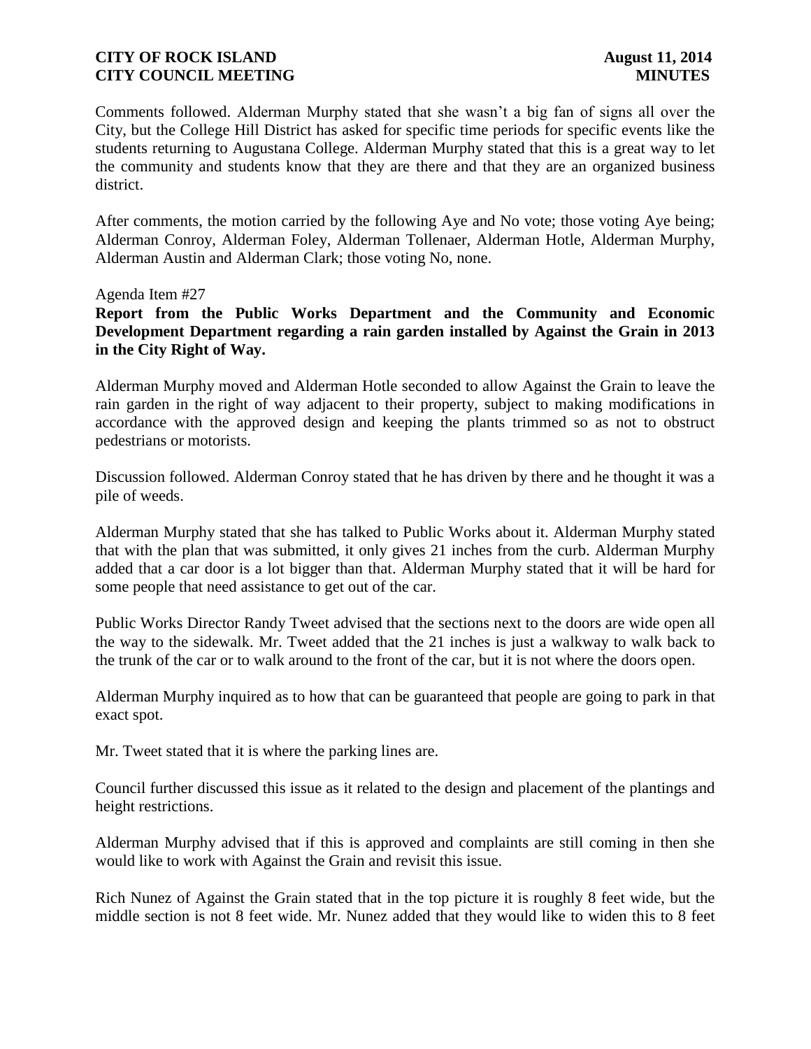Comments followed. Alderman Murphy stated that she wasn't a big fan of signs all over the City, but the College Hill District has asked for specific time periods for specific events like the students returning to Augustana College. Alderman Murphy stated that this is a great way to let the community and students know that they are there and that they are an organized business district.

After comments, the motion carried by the following Aye and No vote; those voting Aye being; Alderman Conroy, Alderman Foley, Alderman Tollenaer, Alderman Hotle, Alderman Murphy, Alderman Austin and Alderman Clark; those voting No, none.

Agenda Item #27

**Report from the Public Works Department and the Community and Economic Development Department regarding a rain garden installed by Against the Grain in 2013 in the City Right of Way.**

Alderman Murphy moved and Alderman Hotle seconded to allow Against the Grain to leave the rain garden in the right of way adjacent to their property, subject to making modifications in accordance with the approved design and keeping the plants trimmed so as not to obstruct pedestrians or motorists.

Discussion followed. Alderman Conroy stated that he has driven by there and he thought it was a pile of weeds.

Alderman Murphy stated that she has talked to Public Works about it. Alderman Murphy stated that with the plan that was submitted, it only gives 21 inches from the curb. Alderman Murphy added that a car door is a lot bigger than that. Alderman Murphy stated that it will be hard for some people that need assistance to get out of the car.

Public Works Director Randy Tweet advised that the sections next to the doors are wide open all the way to the sidewalk. Mr. Tweet added that the 21 inches is just a walkway to walk back to the trunk of the car or to walk around to the front of the car, but it is not where the doors open.

Alderman Murphy inquired as to how that can be guaranteed that people are going to park in that exact spot.

Mr. Tweet stated that it is where the parking lines are.

Council further discussed this issue as it related to the design and placement of the plantings and height restrictions.

Alderman Murphy advised that if this is approved and complaints are still coming in then she would like to work with Against the Grain and revisit this issue.

Rich Nunez of Against the Grain stated that in the top picture it is roughly 8 feet wide, but the middle section is not 8 feet wide. Mr. Nunez added that they would like to widen this to 8 feet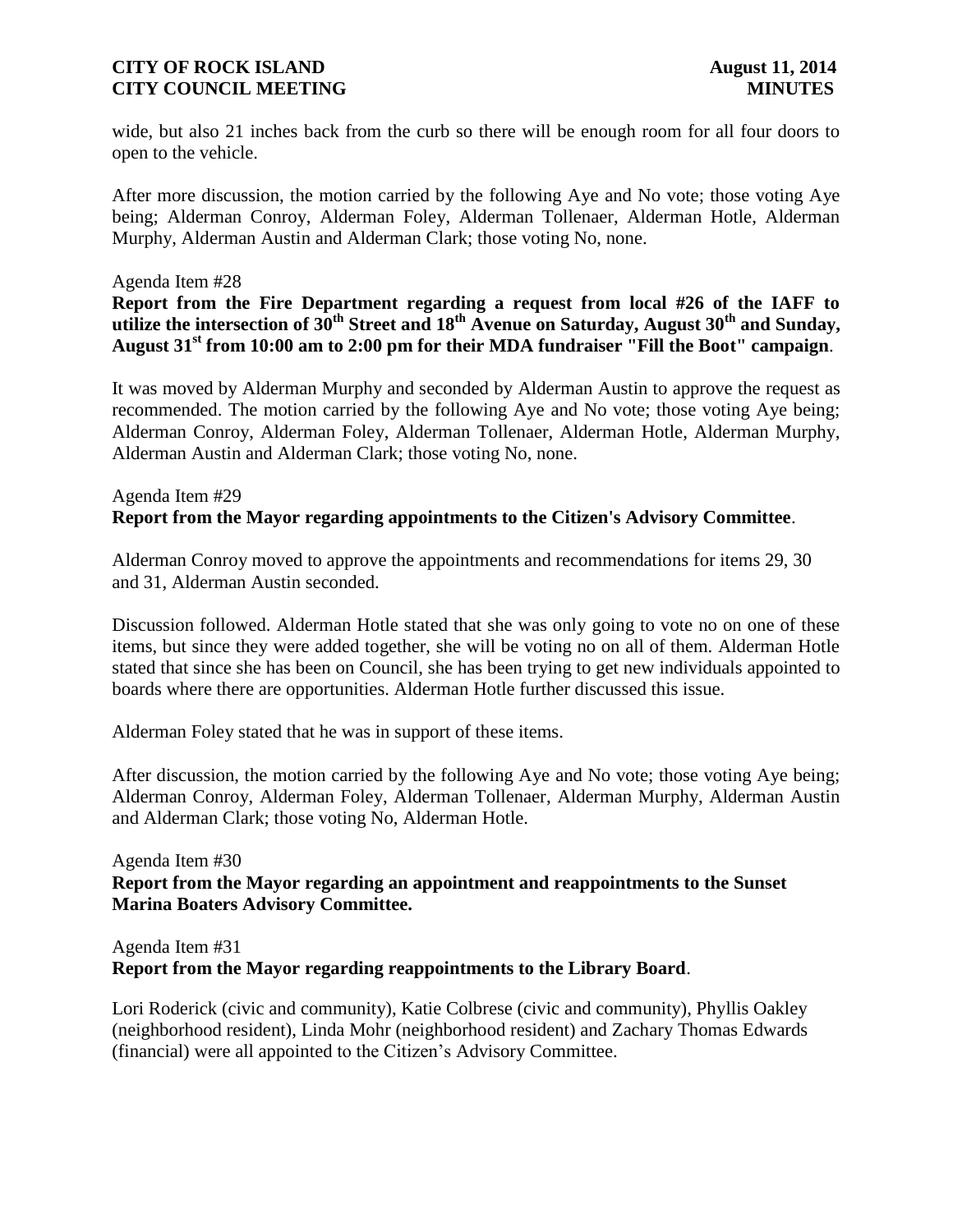wide, but also 21 inches back from the curb so there will be enough room for all four doors to open to the vehicle.

After more discussion, the motion carried by the following Aye and No vote; those voting Aye being; Alderman Conroy, Alderman Foley, Alderman Tollenaer, Alderman Hotle, Alderman Murphy, Alderman Austin and Alderman Clark; those voting No, none.

Agenda Item #28

**Report from the Fire Department regarding a request from local #26 of the IAFF to utilize the intersection of 30th Street and 18th Avenue on Saturday, August 30th and Sunday, August 31st from 10:00 am to 2:00 pm for their MDA fundraiser "Fill the Boot" campaign**.

It was moved by Alderman Murphy and seconded by Alderman Austin to approve the request as recommended. The motion carried by the following Aye and No vote; those voting Aye being; Alderman Conroy, Alderman Foley, Alderman Tollenaer, Alderman Hotle, Alderman Murphy, Alderman Austin and Alderman Clark; those voting No, none.

Agenda Item #29

**Report from the Mayor regarding appointments to the Citizen's Advisory Committee**.

Alderman Conroy moved to approve the appointments and recommendations for items 29, 30 and 31, Alderman Austin seconded.

Discussion followed. Alderman Hotle stated that she was only going to vote no on one of these items, but since they were added together, she will be voting no on all of them. Alderman Hotle stated that since she has been on Council, she has been trying to get new individuals appointed to boards where there are opportunities. Alderman Hotle further discussed this issue.

Alderman Foley stated that he was in support of these items.

After discussion, the motion carried by the following Aye and No vote; those voting Aye being; Alderman Conroy, Alderman Foley, Alderman Tollenaer, Alderman Murphy, Alderman Austin and Alderman Clark; those voting No, Alderman Hotle.

Agenda Item #30

**Report from the Mayor regarding an appointment and reappointments to the Sunset Marina Boaters Advisory Committee.**

Agenda Item #31

**Report from the Mayor regarding reappointments to the Library Board**.

Lori Roderick (civic and community), Katie Colbrese (civic and community), Phyllis Oakley (neighborhood resident), Linda Mohr (neighborhood resident) and Zachary Thomas Edwards (financial) were all appointed to the Citizen's Advisory Committee.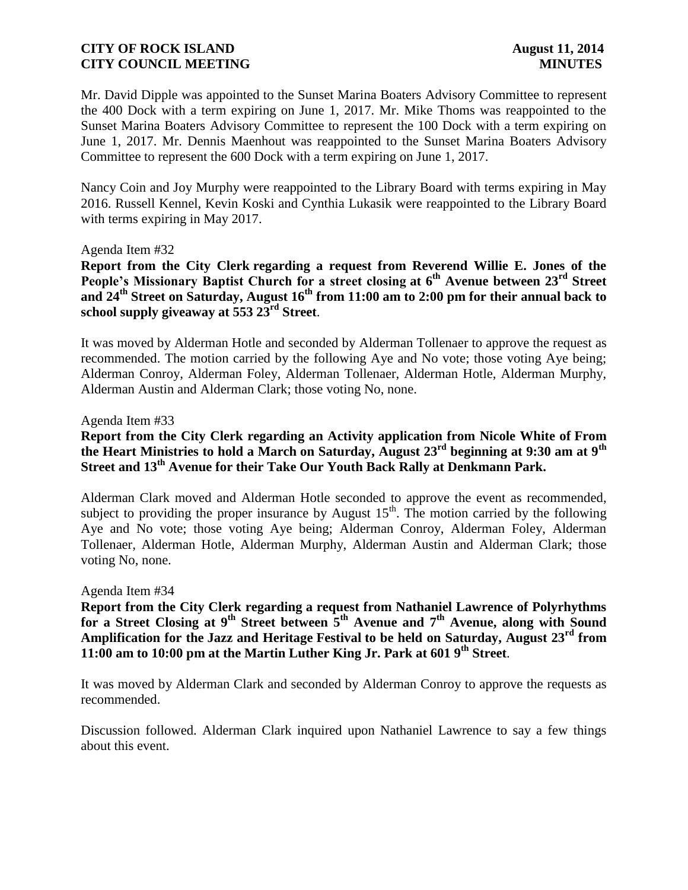Mr. David Dipple was appointed to the Sunset Marina Boaters Advisory Committee to represent the 400 Dock with a term expiring on June 1, 2017. Mr. Mike Thoms was reappointed to the Sunset Marina Boaters Advisory Committee to represent the 100 Dock with a term expiring on June 1, 2017. Mr. Dennis Maenhout was reappointed to the Sunset Marina Boaters Advisory Committee to represent the 600 Dock with a term expiring on June 1, 2017.

Nancy Coin and Joy Murphy were reappointed to the Library Board with terms expiring in May 2016. Russell Kennel, Kevin Koski and Cynthia Lukasik were reappointed to the Library Board with terms expiring in May 2017.

Agenda Item #32

**Report from the City Clerk regarding a request from Reverend Willie E. Jones of the People's Missionary Baptist Church for a street closing at 6th Avenue between 23rd Street and 24th Street on Saturday, August 16th from 11:00 am to 2:00 pm for their annual back to school supply giveaway at 553 23rd Street**.

It was moved by Alderman Hotle and seconded by Alderman Tollenaer to approve the request as recommended. The motion carried by the following Aye and No vote; those voting Aye being; Alderman Conroy, Alderman Foley, Alderman Tollenaer, Alderman Hotle, Alderman Murphy, Alderman Austin and Alderman Clark; those voting No, none.

Agenda Item #33

**Report from the City Clerk regarding an Activity application from Nicole White of From the Heart Ministries to hold a March on Saturday, August 23rd beginning at 9:30 am at 9th Street and 13th Avenue for their Take Our Youth Back Rally at Denkmann Park.**

Alderman Clark moved and Alderman Hotle seconded to approve the event as recommended, subject to providing the proper insurance by August 15th. The motion carried by the following Aye and No vote; those voting Aye being; Alderman Conroy, Alderman Foley, Alderman Tollenaer, Alderman Hotle, Alderman Murphy, Alderman Austin and Alderman Clark; those voting No, none.

Agenda Item #34

**Report from the City Clerk regarding a request from Nathaniel Lawrence of Polyrhythms for a Street Closing at 9th Street between 5th Avenue and 7th Avenue, along with Sound Amplification for the Jazz and Heritage Festival to be held on Saturday, August 23rd from 11:00 am to 10:00 pm at the Martin Luther King Jr. Park at 601 9th Street**.

It was moved by Alderman Clark and seconded by Alderman Conroy to approve the requests as recommended.

Discussion followed. Alderman Clark inquired upon Nathaniel Lawrence to say a few things about this event.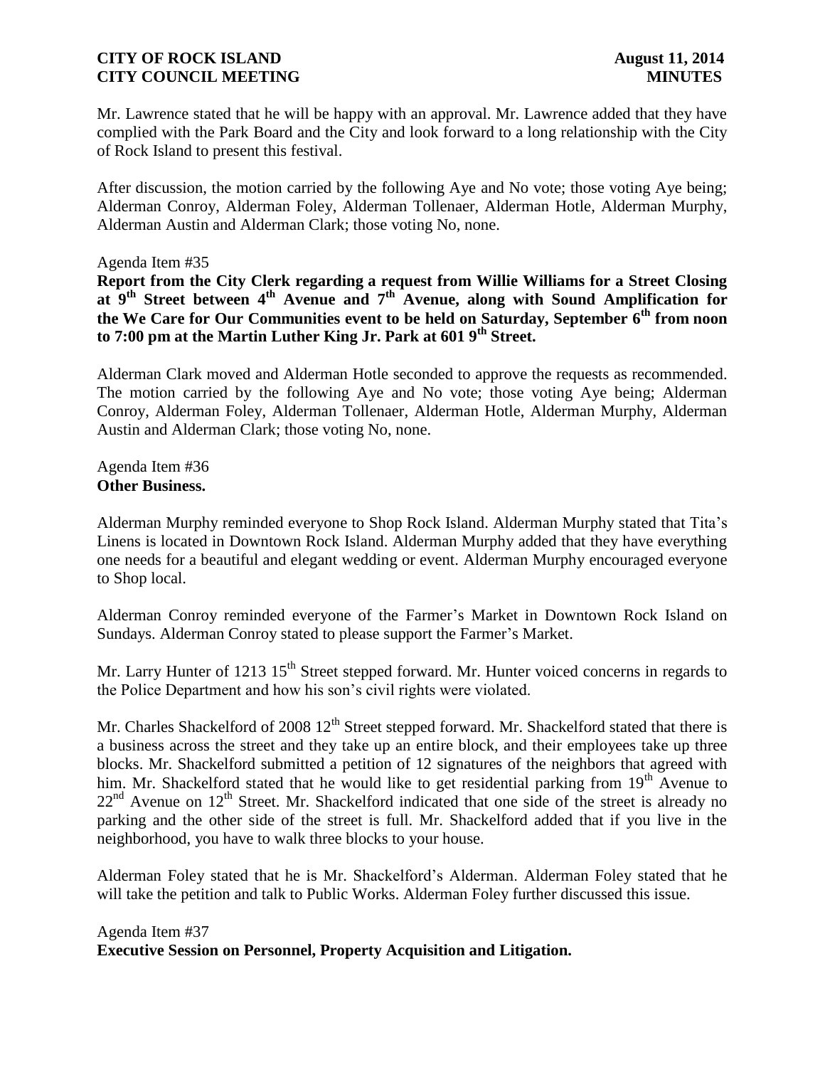Mr. Lawrence stated that he will be happy with an approval. Mr. Lawrence added that they have complied with the Park Board and the City and look forward to a long relationship with the City of Rock Island to present this festival.

After discussion, the motion carried by the following Aye and No vote; those voting Aye being; Alderman Conroy, Alderman Foley, Alderman Tollenaer, Alderman Hotle, Alderman Murphy, Alderman Austin and Alderman Clark; those voting No, none.

Agenda Item #35

**Report from the City Clerk regarding a request from Willie Williams for a Street Closing at 9th Street between 4th Avenue and 7th Avenue, along with Sound Amplification for the We Care for Our Communities event to be held on Saturday, September 6th from noon to 7:00 pm at the Martin Luther King Jr. Park at 601 9th Street.**

Alderman Clark moved and Alderman Hotle seconded to approve the requests as recommended. The motion carried by the following Aye and No vote; those voting Aye being; Alderman Conroy, Alderman Foley, Alderman Tollenaer, Alderman Hotle, Alderman Murphy, Alderman Austin and Alderman Clark; those voting No, none.

Agenda Item #36

**Other Business.**

Alderman Murphy reminded everyone to Shop Rock Island. Alderman Murphy stated that Tita's Linens is located in Downtown Rock Island. Alderman Murphy added that they have everything one needs for a beautiful and elegant wedding or event. Alderman Murphy encouraged everyone to Shop local.

Alderman Conroy reminded everyone of the Farmer's Market in Downtown Rock Island on Sundays. Alderman Conroy stated to please support the Farmer's Market.

Mr. Larry Hunter of 1213 15th Street stepped forward. Mr. Hunter voiced concerns in regards to the Police Department and how his son's civil rights were violated.

Mr. Charles Shackelford of 2008 12th Street stepped forward. Mr. Shackelford stated that there is a business across the street and they take up an entire block, and their employees take up three blocks. Mr. Shackelford submitted a petition of 12 signatures of the neighbors that agreed with him. Mr. Shackelford stated that he would like to get residential parking from 19th Avenue to 22nd Avenue on 12th Street. Mr. Shackelford indicated that one side of the street is already no parking and the other side of the street is full. Mr. Shackelford added that if you live in the neighborhood, you have to walk three blocks to your house.

Alderman Foley stated that he is Mr. Shackelford's Alderman. Alderman Foley stated that he will take the petition and talk to Public Works. Alderman Foley further discussed this issue.

Agenda Item #37

**Executive Session on Personnel, Property Acquisition and Litigation.**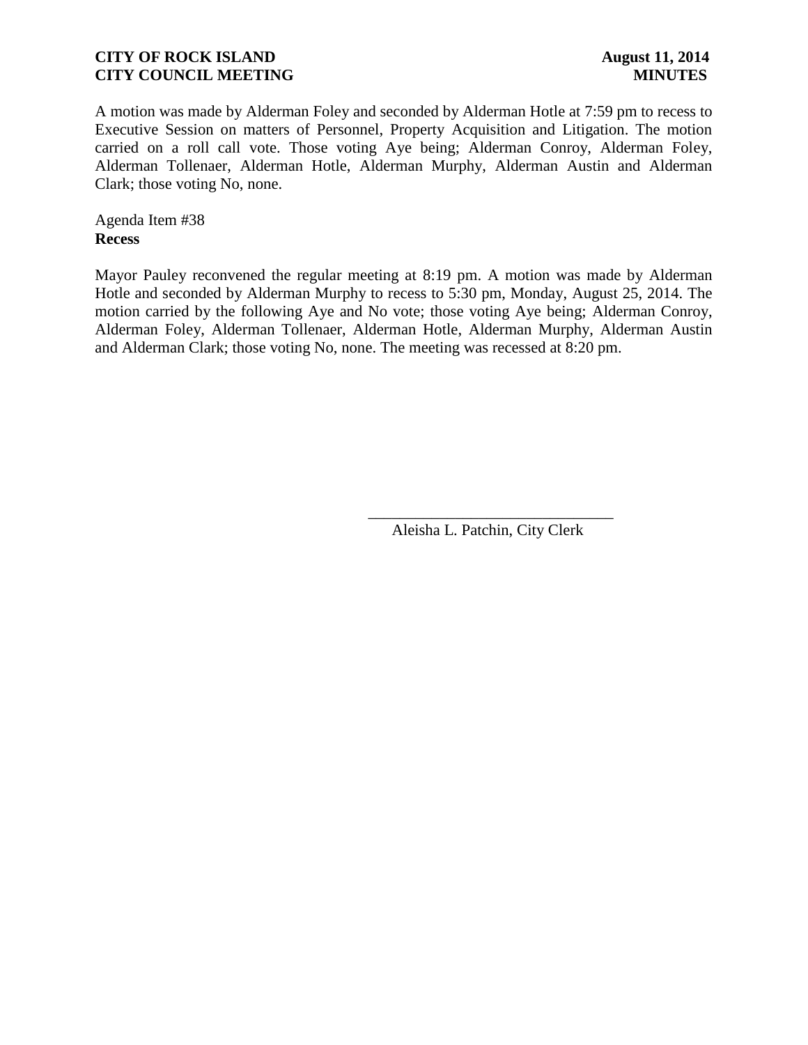A motion was made by Alderman Foley and seconded by Alderman Hotle at 7:59 pm to recess to Executive Session on matters of Personnel, Property Acquisition and Litigation. The motion carried on a roll call vote. Those voting Aye being; Alderman Conroy, Alderman Foley, Alderman Tollenaer, Alderman Hotle, Alderman Murphy, Alderman Austin and Alderman Clark; those voting No, none.

Agenda Item #38
**Recess**

Mayor Pauley reconvened the regular meeting at 8:19 pm. A motion was made by Alderman Hotle and seconded by Alderman Murphy to recess to 5:30 pm, Monday, August 25, 2014. The motion carried by the following Aye and No vote; those voting Aye being; Alderman Conroy, Alderman Foley, Alderman Tollenaer, Alderman Hotle, Alderman Murphy, Alderman Austin and Alderman Clark; those voting No, none. The meeting was recessed at 8:20 pm.

\_\_\_\_\_\_\_\_\_\_\_\_\_\_\_\_\_\_\_\_\_\_\_\_\_\_\_\_\_\_\_\_
Aleisha L. Patchin, City Clerk